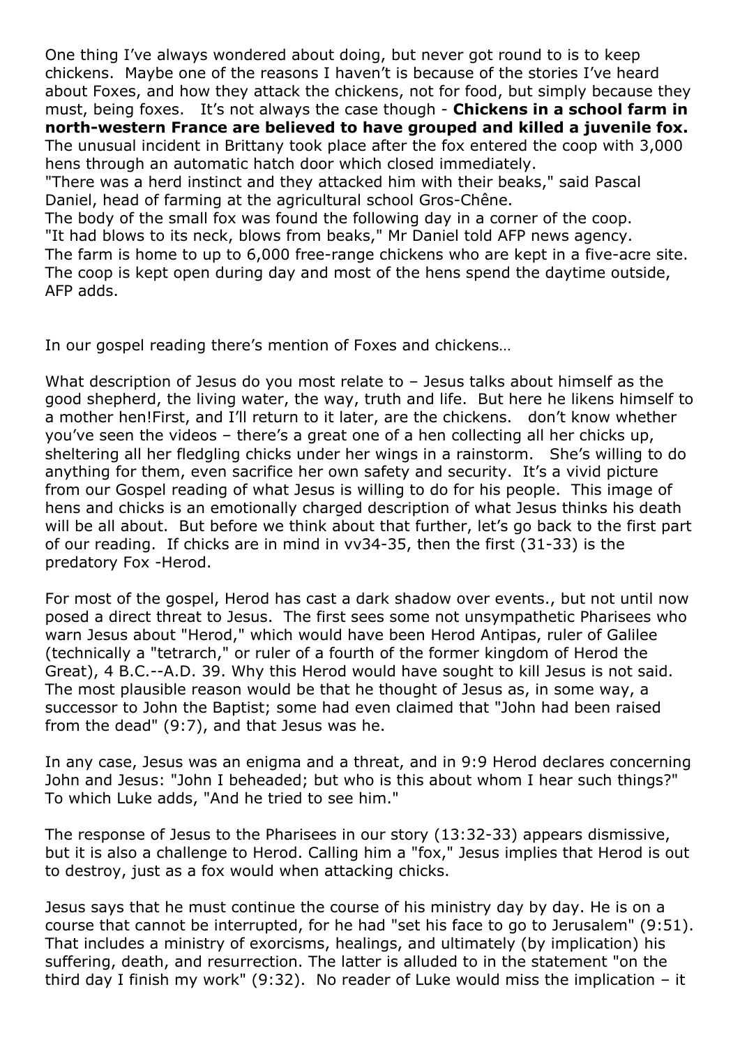One thing I've always wondered about doing, but never got round to is to keep chickens. Maybe one of the reasons I haven't is because of the stories I've heard about Foxes, and how they attack the chickens, not for food, but simply because they must, being foxes. It's not always the case though - **Chickens in a school farm in north-western France are believed to have grouped and killed a juvenile fox.**
The unusual incident in Brittany took place after the fox entered the coop with 3,000 hens through an automatic hatch door which closed immediately.
"There was a herd instinct and they attacked him with their beaks," said Pascal Daniel, head of farming at the agricultural school Gros-Chêne.
The body of the small fox was found the following day in a corner of the coop.
"It had blows to its neck, blows from beaks," Mr Daniel told AFP news agency.
The farm is home to up to 6,000 free-range chickens who are kept in a five-acre site. The coop is kept open during day and most of the hens spend the daytime outside, AFP adds.

In our gospel reading there's mention of Foxes and chickens…

What description of Jesus do you most relate to – Jesus talks about himself as the good shepherd, the living water, the way, truth and life. But here he likens himself to a mother hen!First, and I'll return to it later, are the chickens. don't know whether you've seen the videos – there's a great one of a hen collecting all her chicks up, sheltering all her fledgling chicks under her wings in a rainstorm. She's willing to do anything for them, even sacrifice her own safety and security. It's a vivid picture from our Gospel reading of what Jesus is willing to do for his people. This image of hens and chicks is an emotionally charged description of what Jesus thinks his death will be all about. But before we think about that further, let's go back to the first part of our reading. If chicks are in mind in vv34-35, then the first (31-33) is the predatory Fox -Herod.

For most of the gospel, Herod has cast a dark shadow over events., but not until now posed a direct threat to Jesus. The first sees some not unsympathetic Pharisees who warn Jesus about "Herod," which would have been Herod Antipas, ruler of Galilee (technically a "tetrarch," or ruler of a fourth of the former kingdom of Herod the Great), 4 B.C.--A.D. 39. Why this Herod would have sought to kill Jesus is not said. The most plausible reason would be that he thought of Jesus as, in some way, a successor to John the Baptist; some had even claimed that "John had been raised from the dead" (9:7), and that Jesus was he.

In any case, Jesus was an enigma and a threat, and in 9:9 Herod declares concerning John and Jesus: "John I beheaded; but who is this about whom I hear such things?" To which Luke adds, "And he tried to see him."

The response of Jesus to the Pharisees in our story (13:32-33) appears dismissive, but it is also a challenge to Herod. Calling him a "fox," Jesus implies that Herod is out to destroy, just as a fox would when attacking chicks.

Jesus says that he must continue the course of his ministry day by day. He is on a course that cannot be interrupted, for he had "set his face to go to Jerusalem" (9:51). That includes a ministry of exorcisms, healings, and ultimately (by implication) his suffering, death, and resurrection. The latter is alluded to in the statement "on the third day I finish my work" (9:32). No reader of Luke would miss the implication – it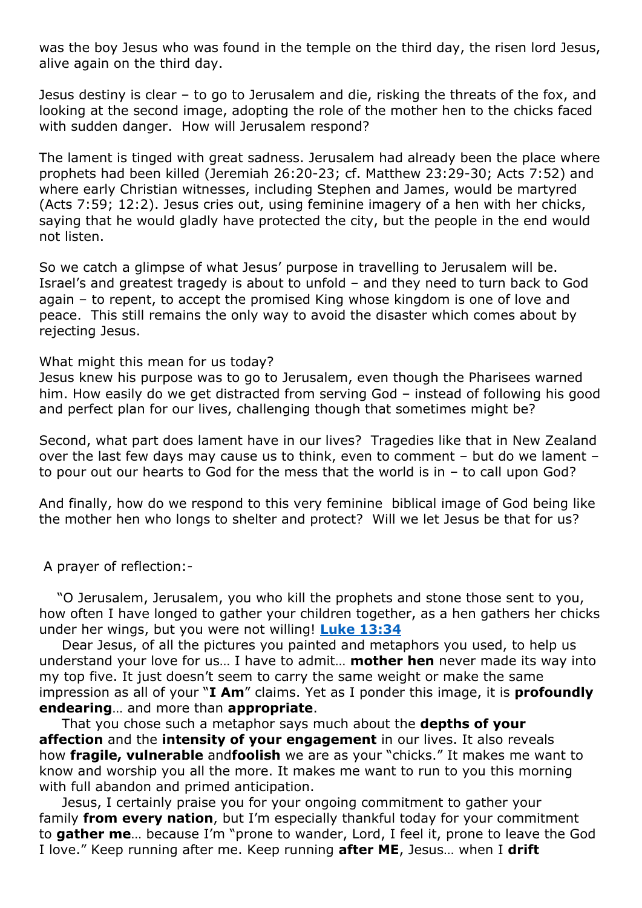was the boy Jesus who was found in the temple on the third day, the risen lord Jesus, alive again on the third day.

Jesus destiny is clear – to go to Jerusalem and die, risking the threats of the fox, and looking at the second image, adopting the role of the mother hen to the chicks faced with sudden danger. How will Jerusalem respond?

The lament is tinged with great sadness. Jerusalem had already been the place where prophets had been killed (Jeremiah 26:20-23; cf. Matthew 23:29-30; Acts 7:52) and where early Christian witnesses, including Stephen and James, would be martyred (Acts 7:59; 12:2). Jesus cries out, using feminine imagery of a hen with her chicks, saying that he would gladly have protected the city, but the people in the end would not listen.

So we catch a glimpse of what Jesus' purpose in travelling to Jerusalem will be. Israel's and greatest tragedy is about to unfold – and they need to turn back to God again – to repent, to accept the promised King whose kingdom is one of love and peace. This still remains the only way to avoid the disaster which comes about by rejecting Jesus.

What might this mean for us today?
Jesus knew his purpose was to go to Jerusalem, even though the Pharisees warned him. How easily do we get distracted from serving God – instead of following his good and perfect plan for our lives, challenging though that sometimes might be?

Second, what part does lament have in our lives? Tragedies like that in New Zealand over the last few days may cause us to think, even to comment – but do we lament – to pour out our hearts to God for the mess that the world is in – to call upon God?

And finally, how do we respond to this very feminine biblical image of God being like the mother hen who longs to shelter and protect? Will we let Jesus be that for us?

A prayer of reflection:-

"O Jerusalem, Jerusalem, you who kill the prophets and stone those sent to you, how often I have longed to gather your children together, as a hen gathers her chicks under her wings, but you were not willing! **Luke 13:34**

Dear Jesus, of all the pictures you painted and metaphors you used, to help us understand your love for us… I have to admit… **mother hen** never made its way into my top five. It just doesn't seem to carry the same weight or make the same impression as all of your "**I Am**" claims. Yet as I ponder this image, it is **profoundly endearing**… and more than **appropriate**.

That you chose such a metaphor says much about the **depths of your affection** and the **intensity of your engagement** in our lives. It also reveals how **fragile, vulnerable** and**foolish** we are as your "chicks." It makes me want to know and worship you all the more. It makes me want to run to you this morning with full abandon and primed anticipation.

Jesus, I certainly praise you for your ongoing commitment to gather your family **from every nation**, but I'm especially thankful today for your commitment to **gather me**… because I'm "prone to wander, Lord, I feel it, prone to leave the God I love." Keep running after me. Keep running **after ME**, Jesus… when I **drift**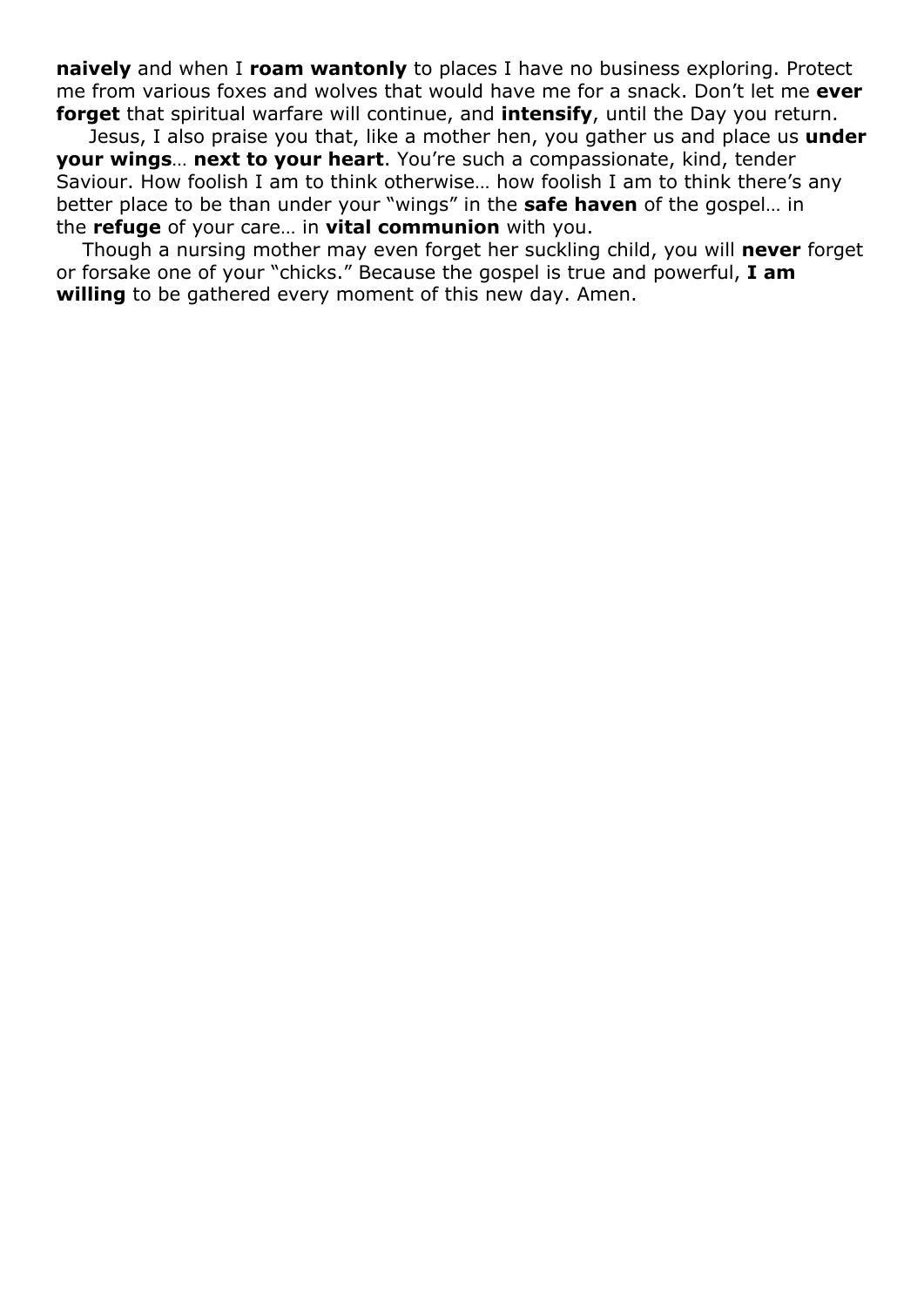**naively** and when I **roam wantonly** to places I have no business exploring. Protect me from various foxes and wolves that would have me for a snack. Don't let me **ever forget** that spiritual warfare will continue, and **intensify**, until the Day you return.

Jesus, I also praise you that, like a mother hen, you gather us and place us **under your wings**… **next to your heart**. You're such a compassionate, kind, tender Saviour. How foolish I am to think otherwise… how foolish I am to think there's any better place to be than under your "wings" in the **safe haven** of the gospel… in the **refuge** of your care… in **vital communion** with you.

Though a nursing mother may even forget her suckling child, you will **never** forget or forsake one of your "chicks." Because the gospel is true and powerful, **I am willing** to be gathered every moment of this new day. Amen.